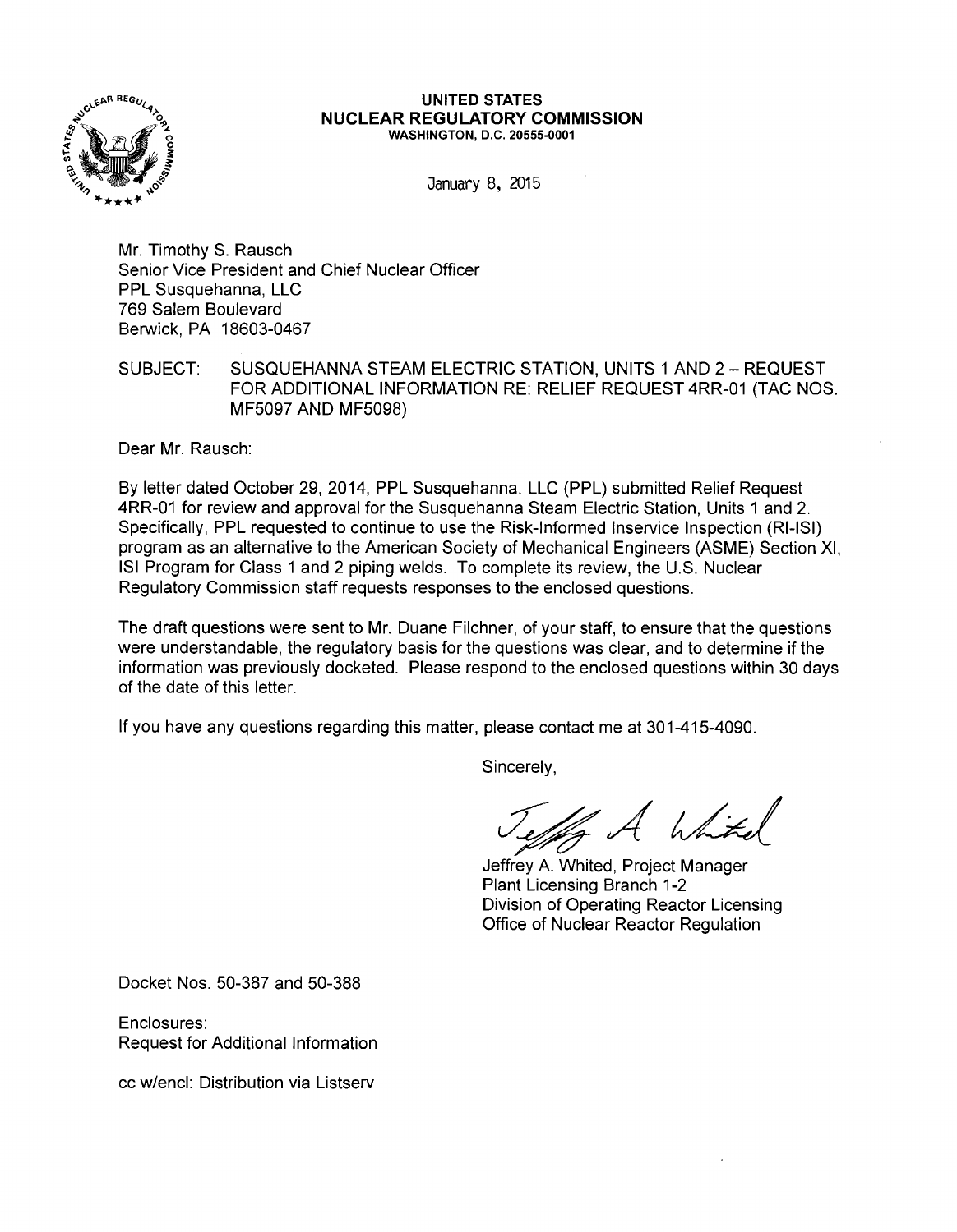**UNITED STATES**
**NUCLEAR REGULATORY COMMISSION**
**WASHINGTON, D.C. 20555-0001**

January 8, 2015

Mr. Timothy S. Rausch
Senior Vice President and Chief Nuclear Officer
PPL Susquehanna, LLC
769 Salem Boulevard
Berwick, PA 18603-0467

SUBJECT: SUSQUEHANNA STEAM ELECTRIC STATION, UNITS 1 AND 2 – REQUEST FOR ADDITIONAL INFORMATION RE: RELIEF REQUEST 4RR-01 (TAC NOS. MF5097 AND MF5098)

Dear Mr. Rausch:

By letter dated October 29, 2014, PPL Susquehanna, LLC (PPL) submitted Relief Request 4RR-01 for review and approval for the Susquehanna Steam Electric Station, Units 1 and 2. Specifically, PPL requested to continue to use the Risk-Informed Inservice Inspection (RI-ISI) program as an alternative to the American Society of Mechanical Engineers (ASME) Section XI, ISI Program for Class 1 and 2 piping welds. To complete its review, the U.S. Nuclear Regulatory Commission staff requests responses to the enclosed questions.

The draft questions were sent to Mr. Duane Filchner, of your staff, to ensure that the questions were understandable, the regulatory basis for the questions was clear, and to determine if the information was previously docketed. Please respond to the enclosed questions within 30 days of the date of this letter.

If you have any questions regarding this matter, please contact me at 301-415-4090.

Sincerely,

Jeffrey A. Whited, Project Manager
Plant Licensing Branch 1-2
Division of Operating Reactor Licensing
Office of Nuclear Reactor Regulation

Docket Nos. 50-387 and 50-388

Enclosures:
Request for Additional Information

cc w/encl: Distribution via Listserv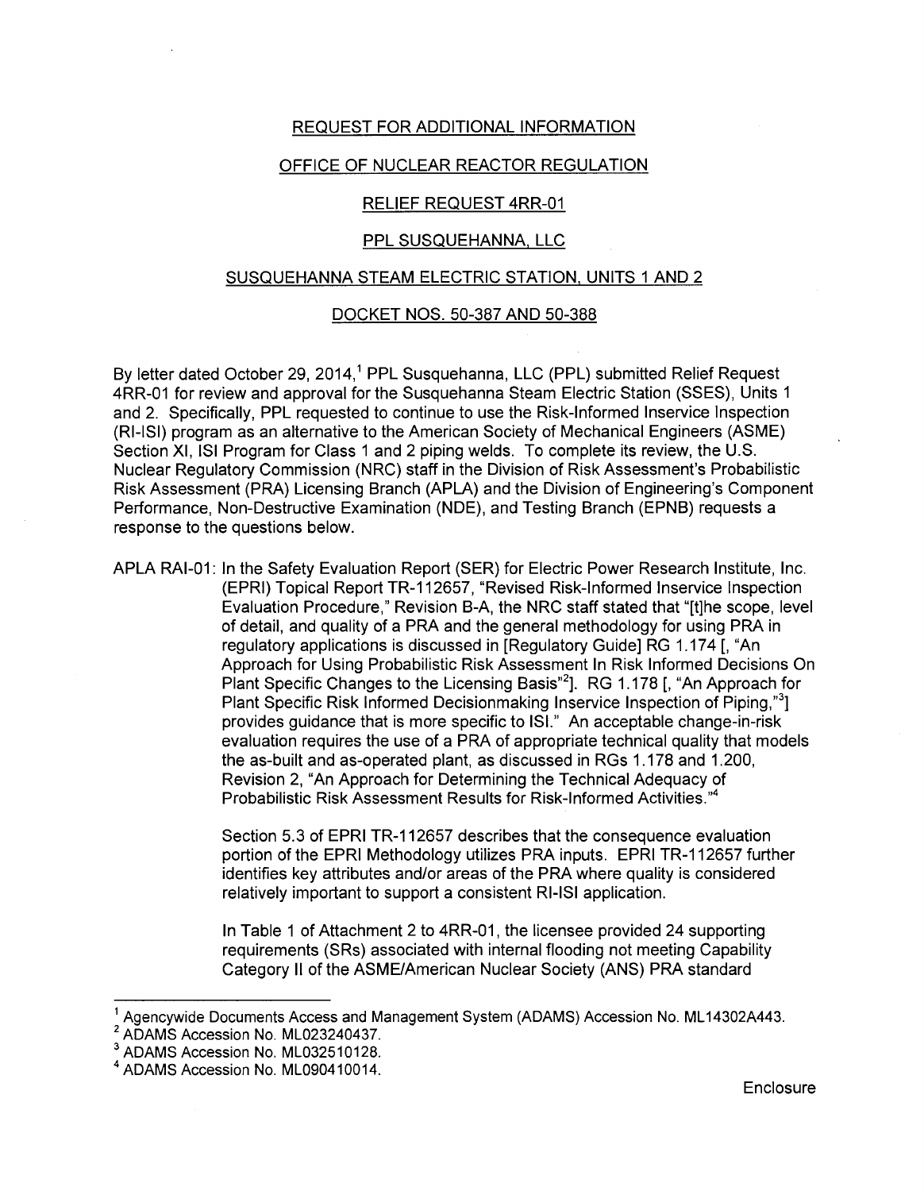REQUEST FOR ADDITIONAL INFORMATION

OFFICE OF NUCLEAR REACTOR REGULATION

RELIEF REQUEST 4RR-01

PPL SUSQUEHANNA, LLC

SUSQUEHANNA STEAM ELECTRIC STATION, UNITS 1 AND 2

DOCKET NOS. 50-387 AND 50-388

By letter dated October 29, 2014,[1] PPL Susquehanna, LLC (PPL) submitted Relief Request 4RR-01 for review and approval for the Susquehanna Steam Electric Station (SSES), Units 1 and 2. Specifically, PPL requested to continue to use the Risk-Informed Inservice Inspection (RI-ISI) program as an alternative to the American Society of Mechanical Engineers (ASME) Section XI, ISI Program for Class 1 and 2 piping welds. To complete its review, the U.S. Nuclear Regulatory Commission (NRC) staff in the Division of Risk Assessment's Probabilistic Risk Assessment (PRA) Licensing Branch (APLA) and the Division of Engineering's Component Performance, Non-Destructive Examination (NDE), and Testing Branch (EPNB) requests a response to the questions below.

APLA RAI-01: In the Safety Evaluation Report (SER) for Electric Power Research Institute, Inc. (EPRI) Topical Report TR-112657, "Revised Risk-Informed Inservice Inspection Evaluation Procedure," Revision B-A, the NRC staff stated that "[t]he scope, level of detail, and quality of a PRA and the general methodology for using PRA in regulatory applications is discussed in [Regulatory Guide] RG 1.174 [, "An Approach for Using Probabilistic Risk Assessment In Risk Informed Decisions On Plant Specific Changes to the Licensing Basis"[2]]. RG 1.178 [, "An Approach for Plant Specific Risk Informed Decisionmaking Inservice Inspection of Piping,"[3]] provides guidance that is more specific to ISI." An acceptable change-in-risk evaluation requires the use of a PRA of appropriate technical quality that models the as-built and as-operated plant, as discussed in RGs 1.178 and 1.200, Revision 2, "An Approach for Determining the Technical Adequacy of Probabilistic Risk Assessment Results for Risk-Informed Activities."[4]

Section 5.3 of EPRI TR-112657 describes that the consequence evaluation portion of the EPRI Methodology utilizes PRA inputs. EPRI TR-112657 further identifies key attributes and/or areas of the PRA where quality is considered relatively important to support a consistent RI-ISI application.

In Table 1 of Attachment 2 to 4RR-01, the licensee provided 24 supporting requirements (SRs) associated with internal flooding not meeting Capability Category II of the ASME/American Nuclear Society (ANS) PRA standard

---

[1] Agencywide Documents Access and Management System (ADAMS) Accession No. ML14302A443.

[2] ADAMS Accession No. ML023240437.

[3] ADAMS Accession No. ML032510128.

[4] ADAMS Accession No. ML090410014.

Enclosure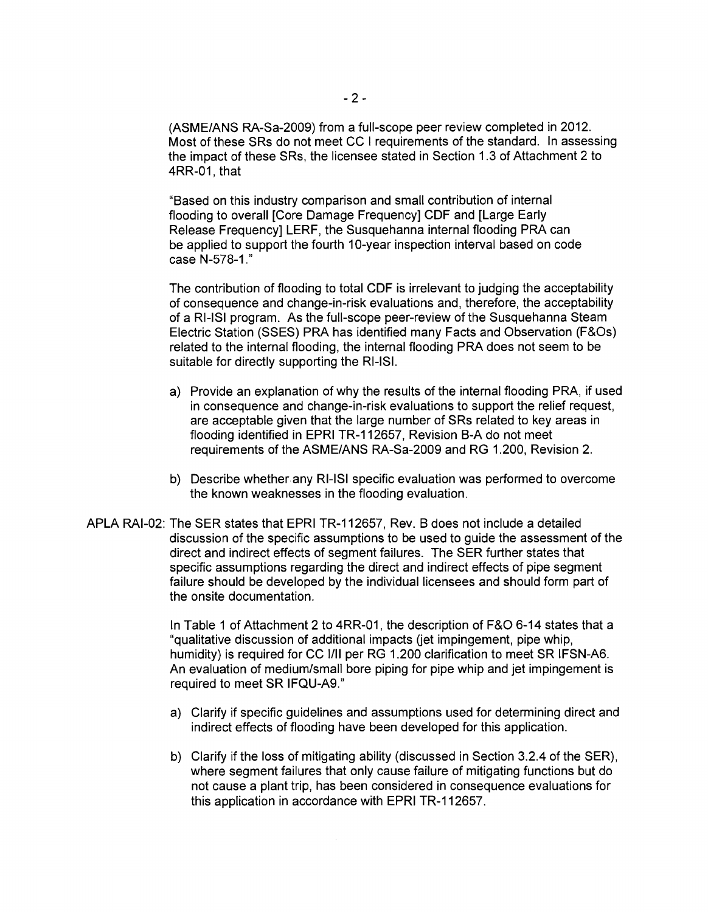(ASME/ANS RA-Sa-2009) from a full-scope peer review completed in 2012. Most of these SRs do not meet CC I requirements of the standard. In assessing the impact of these SRs, the licensee stated in Section 1.3 of Attachment 2 to 4RR-01, that

"Based on this industry comparison and small contribution of internal flooding to overall [Core Damage Frequency] CDF and [Large Early Release Frequency] LERF, the Susquehanna internal flooding PRA can be applied to support the fourth 10-year inspection interval based on code case N-578-1."

The contribution of flooding to total CDF is irrelevant to judging the acceptability of consequence and change-in-risk evaluations and, therefore, the acceptability of a RI-ISI program. As the full-scope peer-review of the Susquehanna Steam Electric Station (SSES) PRA has identified many Facts and Observation (F&Os) related to the internal flooding, the internal flooding PRA does not seem to be suitable for directly supporting the RI-ISI.

a) Provide an explanation of why the results of the internal flooding PRA, if used in consequence and change-in-risk evaluations to support the relief request, are acceptable given that the large number of SRs related to key areas in flooding identified in EPRI TR-112657, Revision B-A do not meet requirements of the ASME/ANS RA-Sa-2009 and RG 1.200, Revision 2.

b) Describe whether any RI-ISI specific evaluation was performed to overcome the known weaknesses in the flooding evaluation.

APLA RAI-02: The SER states that EPRI TR-112657, Rev. B does not include a detailed discussion of the specific assumptions to be used to guide the assessment of the direct and indirect effects of segment failures. The SER further states that specific assumptions regarding the direct and indirect effects of pipe segment failure should be developed by the individual licensees and should form part of the onsite documentation.

In Table 1 of Attachment 2 to 4RR-01, the description of F&O 6-14 states that a "qualitative discussion of additional impacts (jet impingement, pipe whip, humidity) is required for CC I/II per RG 1.200 clarification to meet SR IFSN-A6. An evaluation of medium/small bore piping for pipe whip and jet impingement is required to meet SR IFQU-A9."

a) Clarify if specific guidelines and assumptions used for determining direct and indirect effects of flooding have been developed for this application.

b) Clarify if the loss of mitigating ability (discussed in Section 3.2.4 of the SER), where segment failures that only cause failure of mitigating functions but do not cause a plant trip, has been considered in consequence evaluations for this application in accordance with EPRI TR-112657.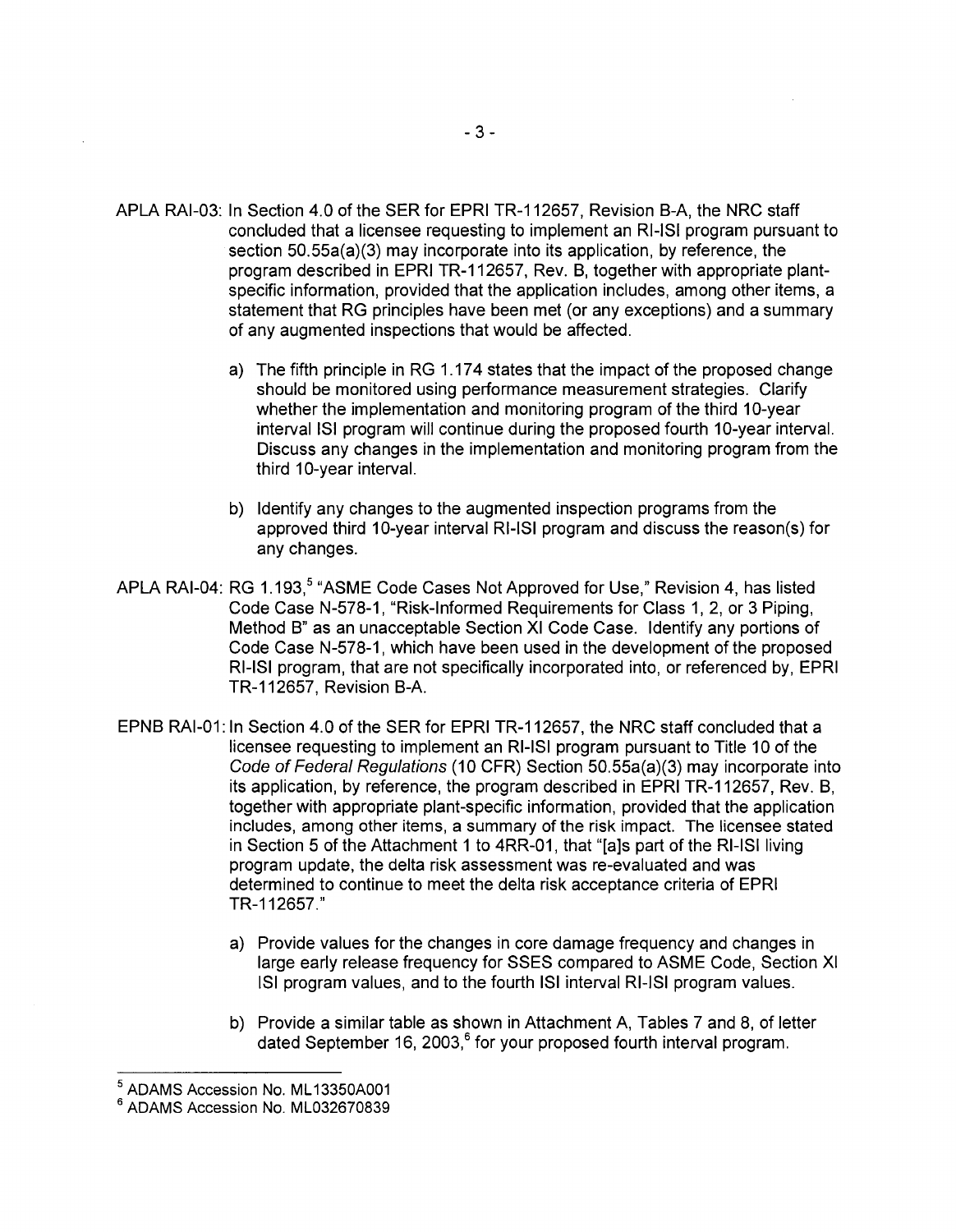APLA RAI-03: In Section 4.0 of the SER for EPRI TR-112657, Revision B-A, the NRC staff concluded that a licensee requesting to implement an RI-ISI program pursuant to section 50.55a(a)(3) may incorporate into its application, by reference, the program described in EPRI TR-112657, Rev. B, together with appropriate plant-specific information, provided that the application includes, among other items, a statement that RG principles have been met (or any exceptions) and a summary of any augmented inspections that would be affected.

a) The fifth principle in RG 1.174 states that the impact of the proposed change should be monitored using performance measurement strategies. Clarify whether the implementation and monitoring program of the third 10-year interval ISI program will continue during the proposed fourth 10-year interval. Discuss any changes in the implementation and monitoring program from the third 10-year interval.

b) Identify any changes to the augmented inspection programs from the approved third 10-year interval RI-ISI program and discuss the reason(s) for any changes.

APLA RAI-04: RG 1.193,[5] "ASME Code Cases Not Approved for Use," Revision 4, has listed Code Case N-578-1, "Risk-Informed Requirements for Class 1, 2, or 3 Piping, Method B" as an unacceptable Section XI Code Case. Identify any portions of Code Case N-578-1, which have been used in the development of the proposed RI-ISI program, that are not specifically incorporated into, or referenced by, EPRI TR-112657, Revision B-A.

EPNB RAI-01: In Section 4.0 of the SER for EPRI TR-112657, the NRC staff concluded that a licensee requesting to implement an RI-ISI program pursuant to Title 10 of the *Code of Federal Regulations* (10 CFR) Section 50.55a(a)(3) may incorporate into its application, by reference, the program described in EPRI TR-112657, Rev. B, together with appropriate plant-specific information, provided that the application includes, among other items, a summary of the risk impact. The licensee stated in Section 5 of the Attachment 1 to 4RR-01, that "[a]s part of the RI-ISI living program update, the delta risk assessment was re-evaluated and was determined to continue to meet the delta risk acceptance criteria of EPRI TR-112657."

a) Provide values for the changes in core damage frequency and changes in large early release frequency for SSES compared to ASME Code, Section XI ISI program values, and to the fourth ISI interval RI-ISI program values.

b) Provide a similar table as shown in Attachment A, Tables 7 and 8, of letter dated September 16, 2003,[6] for your proposed fourth interval program.

---

[5] ADAMS Accession No. ML13350A001

[6] ADAMS Accession No. ML032670839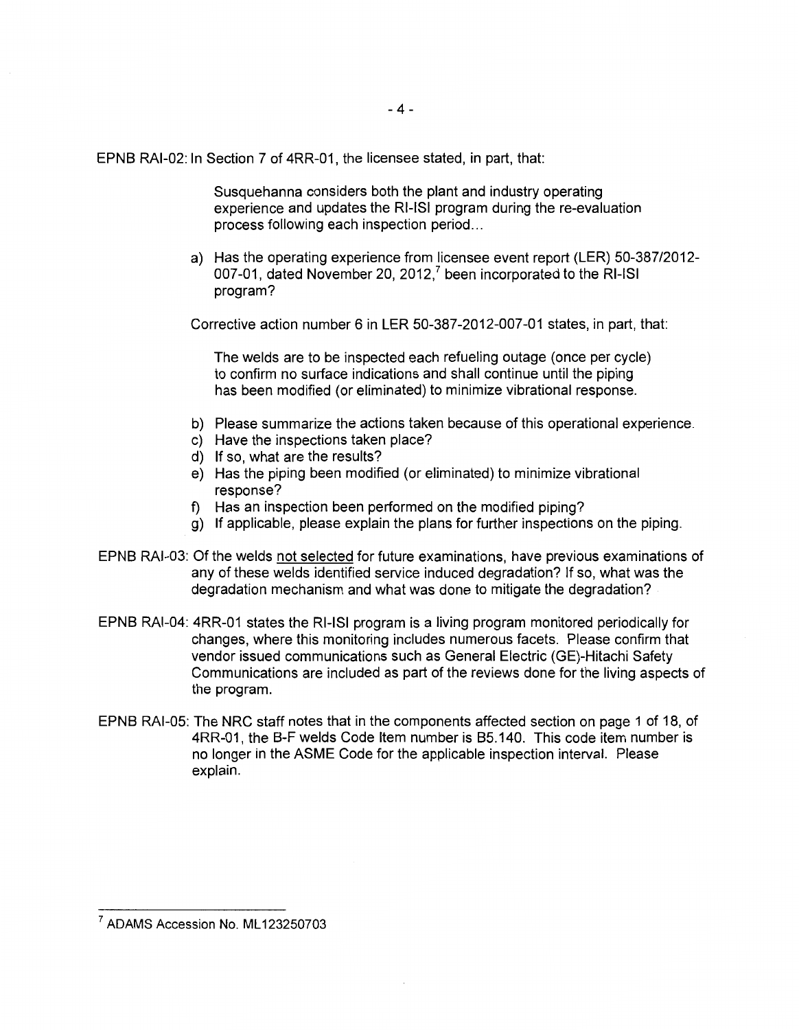EPNB RAI-02: In Section 7 of 4RR-01, the licensee stated, in part, that:

> Susquehanna considers both the plant and industry operating experience and updates the RI-ISI program during the re-evaluation process following each inspection period...

a) Has the operating experience from licensee event report (LER) 50-387/2012-007-01, dated November 20, 2012,[7] been incorporated to the RI-ISI program?

Corrective action number 6 in LER 50-387-2012-007-01 states, in part, that:

> The welds are to be inspected each refueling outage (once per cycle) to confirm no surface indications and shall continue until the piping has been modified (or eliminated) to minimize vibrational response.

b) Please summarize the actions taken because of this operational experience.
c) Have the inspections taken place?
d) If so, what are the results?
e) Has the piping been modified (or eliminated) to minimize vibrational response?
f) Has an inspection been performed on the modified piping?
g) If applicable, please explain the plans for further inspections on the piping.

EPNB RAI-03: Of the welds not selected for future examinations, have previous examinations of any of these welds identified service induced degradation? If so, what was the degradation mechanism and what was done to mitigate the degradation?

EPNB RAI-04: 4RR-01 states the RI-ISI program is a living program monitored periodically for changes, where this monitoring includes numerous facets. Please confirm that vendor issued communications such as General Electric (GE)-Hitachi Safety Communications are included as part of the reviews done for the living aspects of the program.

EPNB RAI-05: The NRC staff notes that in the components affected section on page 1 of 18, of 4RR-01, the B-F welds Code Item number is B5.140. This code item number is no longer in the ASME Code for the applicable inspection interval. Please explain.

---

[7] ADAMS Accession No. ML123250703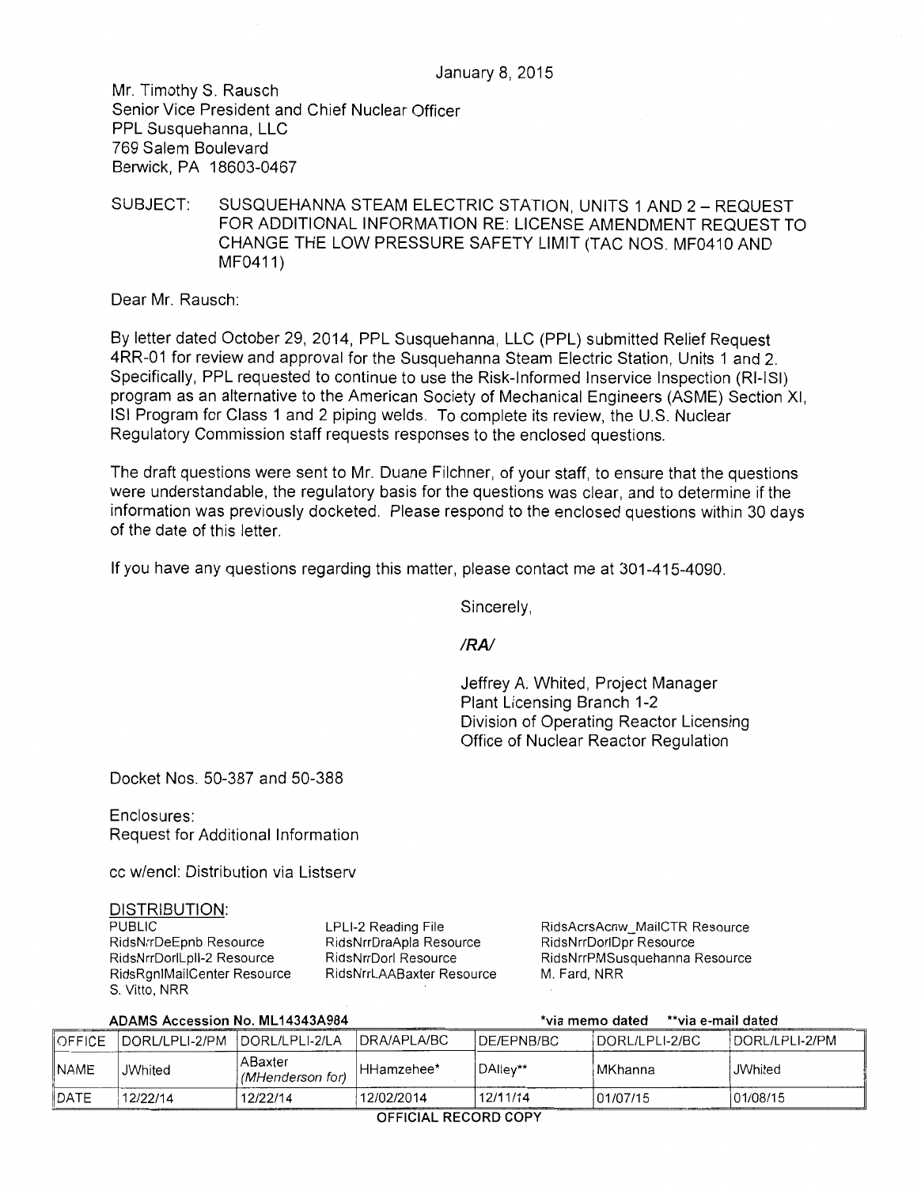January 8, 2015

Mr. Timothy S. Rausch
Senior Vice President and Chief Nuclear Officer
PPL Susquehanna, LLC
769 Salem Boulevard
Berwick, PA 18603-0467

SUBJECT: SUSQUEHANNA STEAM ELECTRIC STATION, UNITS 1 AND 2 – REQUEST FOR ADDITIONAL INFORMATION RE: LICENSE AMENDMENT REQUEST TO CHANGE THE LOW PRESSURE SAFETY LIMIT (TAC NOS. MF0410 AND MF0411)

Dear Mr. Rausch:

By letter dated October 29, 2014, PPL Susquehanna, LLC (PPL) submitted Relief Request 4RR-01 for review and approval for the Susquehanna Steam Electric Station, Units 1 and 2. Specifically, PPL requested to continue to use the Risk-Informed Inservice Inspection (RI-ISI) program as an alternative to the American Society of Mechanical Engineers (ASME) Section XI, ISI Program for Class 1 and 2 piping welds. To complete its review, the U.S. Nuclear Regulatory Commission staff requests responses to the enclosed questions.

The draft questions were sent to Mr. Duane Filchner, of your staff, to ensure that the questions were understandable, the regulatory basis for the questions was clear, and to determine if the information was previously docketed. Please respond to the enclosed questions within 30 days of the date of this letter.

If you have any questions regarding this matter, please contact me at 301-415-4090.

Sincerely,

*/RA/*

Jeffrey A. Whited, Project Manager
Plant Licensing Branch 1-2
Division of Operating Reactor Licensing
Office of Nuclear Reactor Regulation

Docket Nos. 50-387 and 50-388

Enclosures:
Request for Additional Information

cc w/encl: Distribution via Listserv

DISTRIBUTION:
PUBLIC
RidsNrrDeEpnb Resource
RidsNrrDorlLpl1-2 Resource
RidsRgnlMailCenter Resource
S. Vitto, NRR
LPLI-2 Reading File
RidsNrrDraApla Resource
RidsNrrDorl Resource
RidsNrrLAABaxter Resource
RidsAcrsAcnw_MailCTR Resource
RidsNrrDorlDpr Resource
RidsNrrPMSusquehanna Resource
M. Fard, NRR

**ADAMS Accession No. ML14343A984** *via memo dated **via e-mail dated

| OFFICE | DORL/LPLI-2/PM | DORL/LPLI-2/LA | DRA/APLA/BC | DE/EPNB/BC | DORL/LPLI-2/BC | DORL/LPLI-2/PM |
|---|---|---|---|---|---|---|
| NAME | JWhited | ABaxter *(MHenderson for)* | HHamzehee* | DAlley** | MKhanna | JWhited |
| DATE | 12/22/14 | 12/22/14 | 12/02/2014 | 12/11/14 | 01/07/15 | 01/08/15 |

**OFFICIAL RECORD COPY**